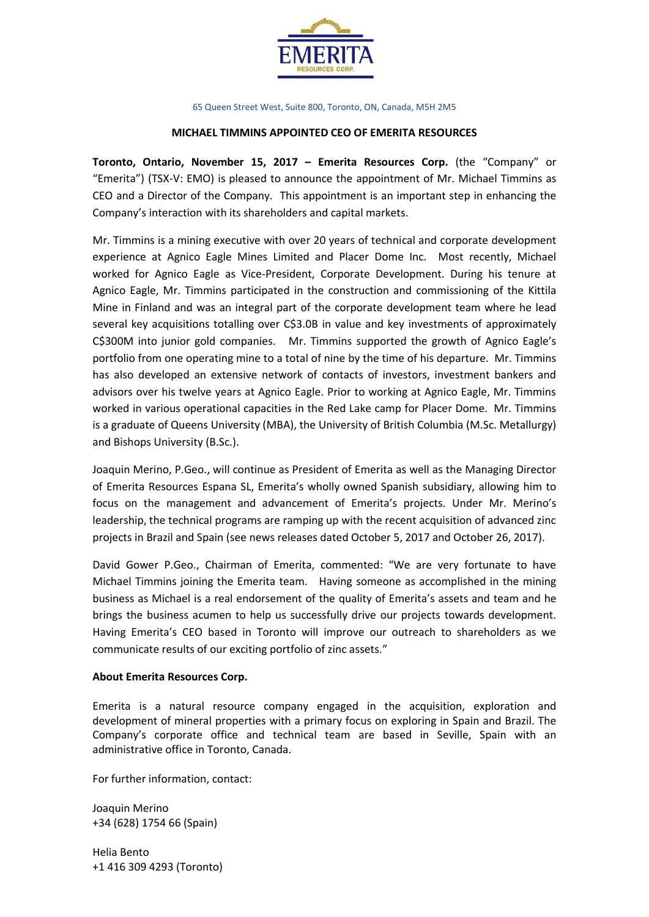EMERITA
RESOURCES CORP.

65 Queen Street West, Suite 800, Toronto, ON, Canada, M5H 2M5

# MICHAEL TIMMINS APPOINTED CEO OF EMERITA RESOURCES

**Toronto, Ontario, November 15, 2017 – Emerita Resources Corp.** (the "Company" or "Emerita") (TSX-V: EMO) is pleased to announce the appointment of Mr. Michael Timmins as CEO and a Director of the Company. This appointment is an important step in enhancing the Company's interaction with its shareholders and capital markets.

Mr. Timmins is a mining executive with over 20 years of technical and corporate development experience at Agnico Eagle Mines Limited and Placer Dome Inc. Most recently, Michael worked for Agnico Eagle as Vice-President, Corporate Development. During his tenure at Agnico Eagle, Mr. Timmins participated in the construction and commissioning of the Kittila Mine in Finland and was an integral part of the corporate development team where he lead several key acquisitions totalling over C$3.0B in value and key investments of approximately C$300M into junior gold companies. Mr. Timmins supported the growth of Agnico Eagle's portfolio from one operating mine to a total of nine by the time of his departure. Mr. Timmins has also developed an extensive network of contacts of investors, investment bankers and advisors over his twelve years at Agnico Eagle. Prior to working at Agnico Eagle, Mr. Timmins worked in various operational capacities in the Red Lake camp for Placer Dome. Mr. Timmins is a graduate of Queens University (MBA), the University of British Columbia (M.Sc. Metallurgy) and Bishops University (B.Sc.).

Joaquin Merino, P.Geo., will continue as President of Emerita as well as the Managing Director of Emerita Resources Espana SL, Emerita's wholly owned Spanish subsidiary, allowing him to focus on the management and advancement of Emerita's projects. Under Mr. Merino's leadership, the technical programs are ramping up with the recent acquisition of advanced zinc projects in Brazil and Spain (see news releases dated October 5, 2017 and October 26, 2017).

David Gower P.Geo., Chairman of Emerita, commented: "We are very fortunate to have Michael Timmins joining the Emerita team. Having someone as accomplished in the mining business as Michael is a real endorsement of the quality of Emerita's assets and team and he brings the business acumen to help us successfully drive our projects towards development. Having Emerita's CEO based in Toronto will improve our outreach to shareholders as we communicate results of our exciting portfolio of zinc assets."

**About Emerita Resources Corp.**

Emerita is a natural resource company engaged in the acquisition, exploration and development of mineral properties with a primary focus on exploring in Spain and Brazil. The Company's corporate office and technical team are based in Seville, Spain with an administrative office in Toronto, Canada.

For further information, contact:

Joaquin Merino
+34 (628) 1754 66 (Spain)

Helia Bento
+1 416 309 4293 (Toronto)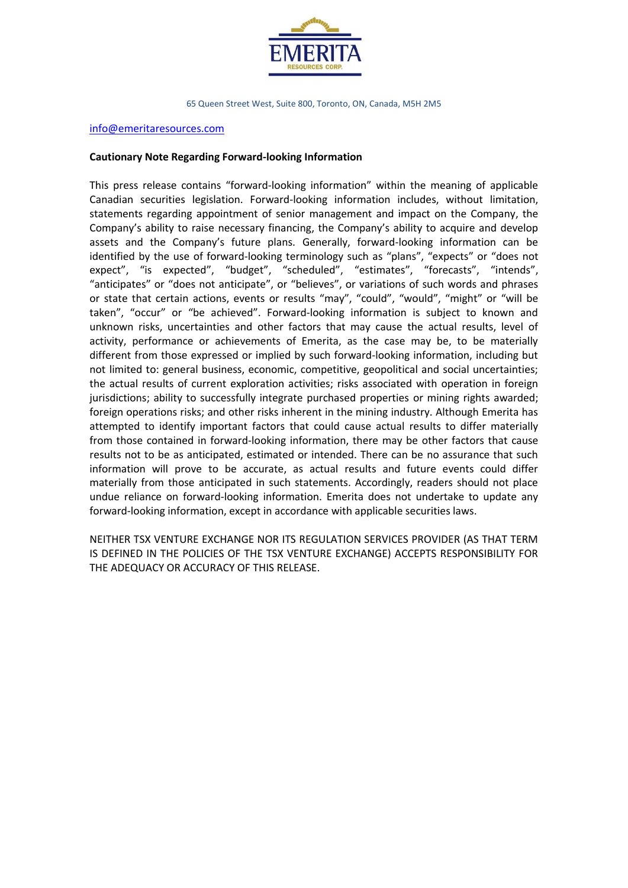65 Queen Street West, Suite 800, Toronto, ON, Canada, M5H 2M5

info@emeritaresources.com

**Cautionary Note Regarding Forward-looking Information**

This press release contains "forward-looking information" within the meaning of applicable Canadian securities legislation. Forward-looking information includes, without limitation, statements regarding appointment of senior management and impact on the Company, the Company's ability to raise necessary financing, the Company's ability to acquire and develop assets and the Company's future plans. Generally, forward-looking information can be identified by the use of forward-looking terminology such as "plans", "expects" or "does not expect", "is expected", "budget", "scheduled", "estimates", "forecasts", "intends", "anticipates" or "does not anticipate", or "believes", or variations of such words and phrases or state that certain actions, events or results "may", "could", "would", "might" or "will be taken", "occur" or "be achieved". Forward-looking information is subject to known and unknown risks, uncertainties and other factors that may cause the actual results, level of activity, performance or achievements of Emerita, as the case may be, to be materially different from those expressed or implied by such forward-looking information, including but not limited to: general business, economic, competitive, geopolitical and social uncertainties; the actual results of current exploration activities; risks associated with operation in foreign jurisdictions; ability to successfully integrate purchased properties or mining rights awarded; foreign operations risks; and other risks inherent in the mining industry. Although Emerita has attempted to identify important factors that could cause actual results to differ materially from those contained in forward-looking information, there may be other factors that cause results not to be as anticipated, estimated or intended. There can be no assurance that such information will prove to be accurate, as actual results and future events could differ materially from those anticipated in such statements. Accordingly, readers should not place undue reliance on forward-looking information. Emerita does not undertake to update any forward-looking information, except in accordance with applicable securities laws.

NEITHER TSX VENTURE EXCHANGE NOR ITS REGULATION SERVICES PROVIDER (AS THAT TERM IS DEFINED IN THE POLICIES OF THE TSX VENTURE EXCHANGE) ACCEPTS RESPONSIBILITY FOR THE ADEQUACY OR ACCURACY OF THIS RELEASE.